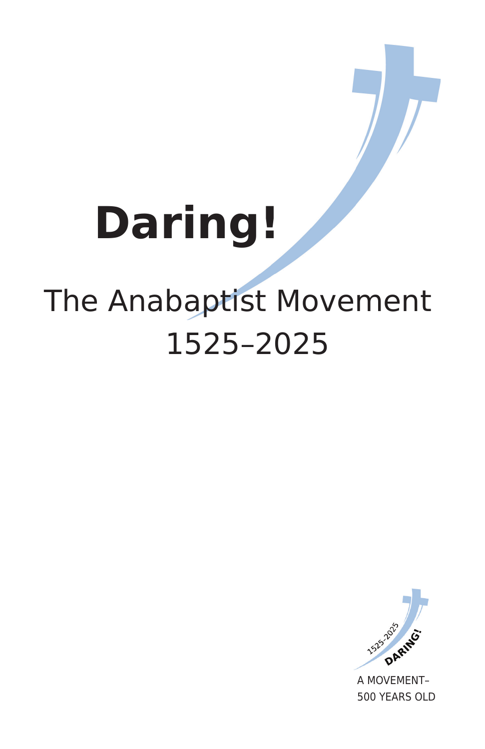# Daring!

## The Anabaptist Movement
## 1525–2025

1525–2025
DARING!

A MOVEMENT–
500 YEARS OLD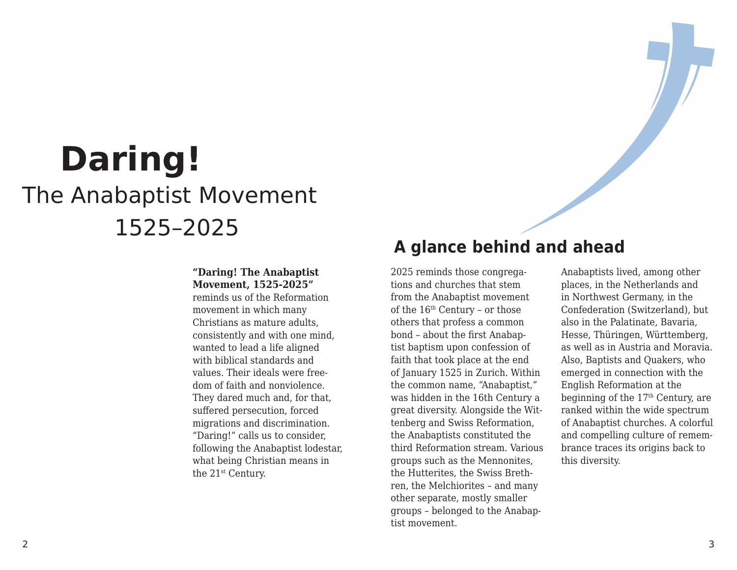# Daring!

The Anabaptist Movement 1525–2025

**“Daring! The Anabaptist Movement, 1525-2025”** reminds us of the Reformation movement in which many Christians as mature adults, consistently and with one mind, wanted to lead a life aligned with biblical standards and values. Their ideals were freedom of faith and nonviolence. They dared much and, for that, suffered persecution, forced migrations and discrimination. “Daring!” calls us to consider, following the Anabaptist lodestar, what being Christian means in the 21st Century.

## A glance behind and ahead

2025 reminds those congregations and churches that stem from the Anabaptist movement of the 16th Century – or those others that profess a common bond – about the first Anabaptist baptism upon confession of faith that took place at the end of January 1525 in Zurich. Within the common name, “Anabaptist,” was hidden in the 16th Century a great diversity. Alongside the Wittenberg and Swiss Reformation, the Anabaptists constituted the third Reformation stream. Various groups such as the Mennonites, the Hutterites, the Swiss Brethren, the Melchiorites – and many other separate, mostly smaller groups – belonged to the Anabaptist movement.

Anabaptists lived, among other places, in the Netherlands and in Northwest Germany, in the Confederation (Switzerland), but also in the Palatinate, Bavaria, Hesse, Thüringen, Württemberg, as well as in Austria and Moravia. Also, Baptists and Quakers, who emerged in connection with the English Reformation at the beginning of the 17th Century, are ranked within the wide spectrum of Anabaptist churches. A colorful and compelling culture of remembrance traces its origins back to this diversity.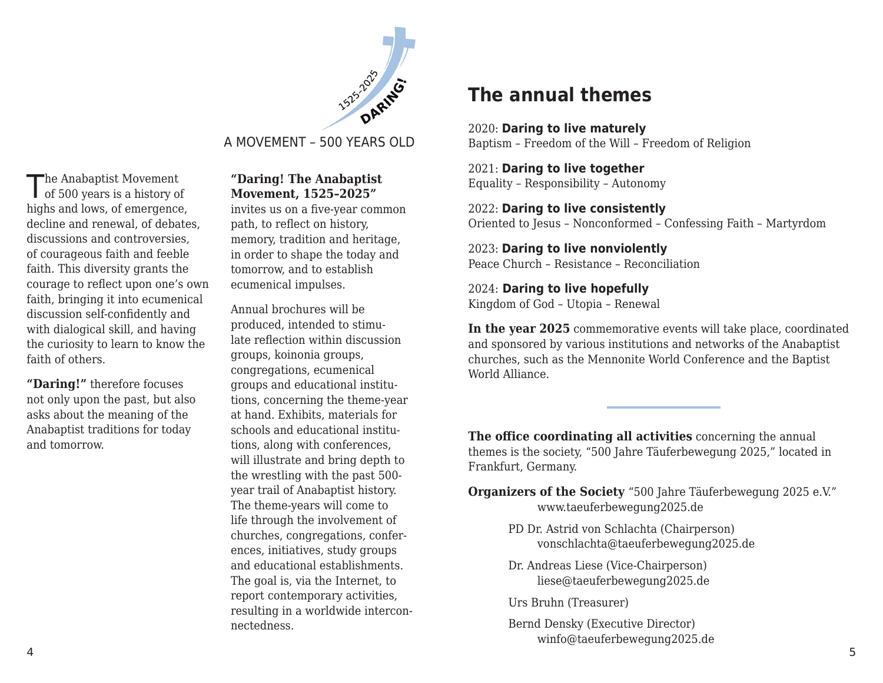1525-2025 DARING!

A MOVEMENT – 500 YEARS OLD

The Anabaptist Movement of 500 years is a history of highs and lows, of emergence, decline and renewal, of debates, discussions and controversies, of courageous faith and feeble faith. This diversity grants the courage to reflect upon one's own faith, bringing it into ecumenical discussion self-confidently and with dialogical skill, and having the curiosity to learn to know the faith of others.

**"Daring!"** therefore focuses not only upon the past, but also asks about the meaning of the Anabaptist traditions for today and tomorrow.

**"Daring! The Anabaptist Movement, 1525-2025"** invites us on a five-year common path, to reflect on history, memory, tradition and heritage, in order to shape the today and tomorrow, and to establish ecumenical impulses.

Annual brochures will be produced, intended to stimulate reflection within discussion groups, koinonia groups, congregations, ecumenical groups and educational institutions, concerning the theme-year at hand. Exhibits, materials for schools and educational institutions, along with conferences, will illustrate and bring depth to the wrestling with the past 500-year trail of Anabaptist history. The theme-years will come to life through the involvement of churches, congregations, conferences, initiatives, study groups and educational establishments. The goal is, via the Internet, to report contemporary activities, resulting in a worldwide interconnectedness.

## The annual themes

2020: **Daring to live maturely**
Baptism – Freedom of the Will – Freedom of Religion

2021: **Daring to live together**
Equality – Responsibility – Autonomy

2022: **Daring to live consistently**
Oriented to Jesus – Nonconformed – Confessing Faith – Martyrdom

2023: **Daring to live nonviolently**
Peace Church – Resistance – Reconciliation

2024: **Daring to live hopefully**
Kingdom of God – Utopia – Renewal

**In the year 2025** commemorative events will take place, coordinated and sponsored by various institutions and networks of the Anabaptist churches, such as the Mennonite World Conference and the Baptist World Alliance.

---

**The office coordinating all activities** concerning the annual themes is the society, "500 Jahre Täuferbewegung 2025," located in Frankfurt, Germany.

**Organizers of the Society** "500 Jahre Täuferbewegung 2025 e.V."
www.taeuferbewegung2025.de

PD Dr. Astrid von Schlachta (Chairperson)
vonschlachta@taeuferbewegung2025.de

Dr. Andreas Liese (Vice-Chairperson)
liese@taeuferbewegung2025.de

Urs Bruhn (Treasurer)

Bernd Densky (Executive Director)
winfo@taeuferbewegung2025.de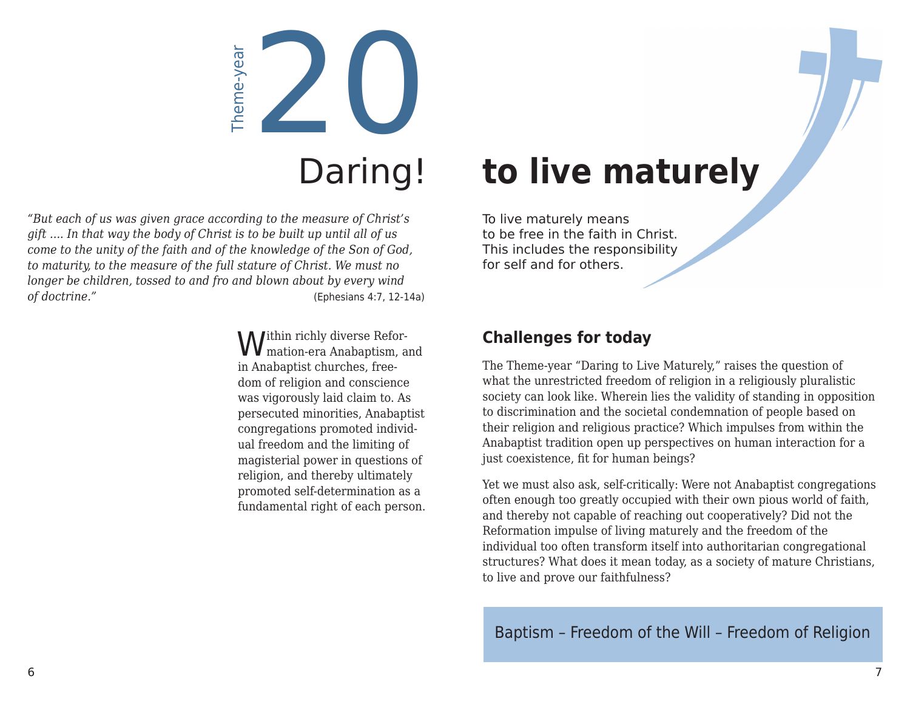Theme-year **20**

# Daring! to live maturely

*"But each of us was given grace according to the measure of Christ's gift .... In that way the body of Christ is to be built up until all of us come to the unity of the faith and of the knowledge of the Son of God, to maturity, to the measure of the full stature of Christ. We must no longer be children, tossed to and fro and blown about by every wind of doctrine."* (Ephesians 4:7, 12-14a)

To live maturely means to be free in the faith in Christ. This includes the responsibility for self and for others.

Within richly diverse Reformation-era Anabaptism, and in Anabaptist churches, freedom of religion and conscience was vigorously laid claim to. As persecuted minorities, Anabaptist congregations promoted individual freedom and the limiting of magisterial power in questions of religion, and thereby ultimately promoted self-determination as a fundamental right of each person.

## Challenges for today

The Theme-year "Daring to Live Maturely," raises the question of what the unrestricted freedom of religion in a religiously pluralistic society can look like. Wherein lies the validity of standing in opposition to discrimination and the societal condemnation of people based on their religion and religious practice? Which impulses from within the Anabaptist tradition open up perspectives on human interaction for a just coexistence, fit for human beings?

Yet we must also ask, self-critically: Were not Anabaptist congregations often enough too greatly occupied with their own pious world of faith, and thereby not capable of reaching out cooperatively? Did not the Reformation impulse of living maturely and the freedom of the individual too often transform itself into authoritarian congregational structures? What does it mean today, as a society of mature Christians, to live and prove our faithfulness?

Baptism – Freedom of the Will – Freedom of Religion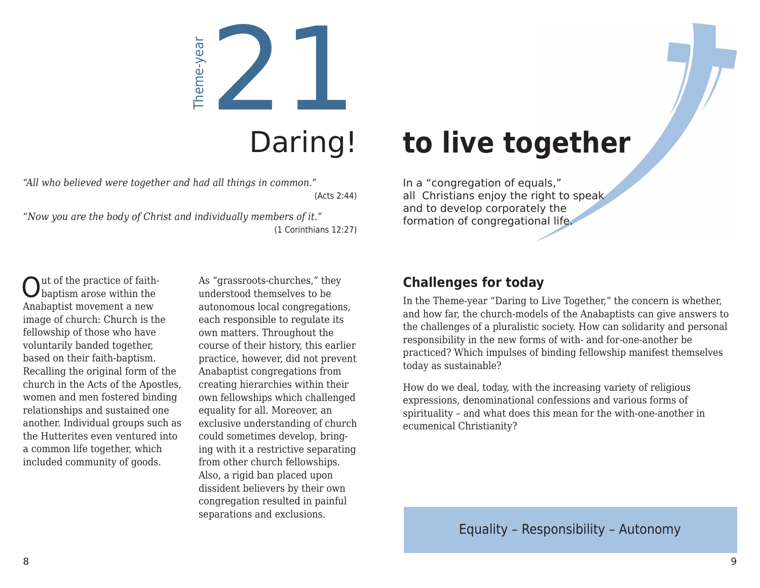# Theme-year 21

# Daring! to live together

*"All who believed were together and had all things in common."*
(Acts 2:44)

*"Now you are the body of Christ and individually members of it."*
(1 Corinthians 12:27)

In a "congregation of equals," all Christians enjoy the right to speak and to develop corporately the formation of congregational life.

Out of the practice of faith-baptism arose within the Anabaptist movement a new image of church: Church is the fellowship of those who have voluntarily banded together, based on their faith-baptism. Recalling the original form of the church in the Acts of the Apostles, women and men fostered binding relationships and sustained one another. Individual groups such as the Hutterites even ventured into a common life together, which included community of goods.

As "grassroots-churches," they understood themselves to be autonomous local congregations, each responsible to regulate its own matters. Throughout the course of their history, this earlier practice, however, did not prevent Anabaptist congregations from creating hierarchies within their own fellowships which challenged equality for all. Moreover, an exclusive understanding of church could sometimes develop, bringing with it a restrictive separating from other church fellowships. Also, a rigid ban placed upon dissident believers by their own congregation resulted in painful separations and exclusions.

## Challenges for today

In the Theme-year "Daring to Live Together," the concern is whether, and how far, the church-models of the Anabaptists can give answers to the challenges of a pluralistic society. How can solidarity and personal responsibility in the new forms of with- and for-one-another be practiced? Which impulses of binding fellowship manifest themselves today as sustainable?

How do we deal, today, with the increasing variety of religious expressions, denominational confessions and various forms of spirituality – and what does this mean for the with-one-another in ecumenical Christianity?

Equality – Responsibility – Autonomy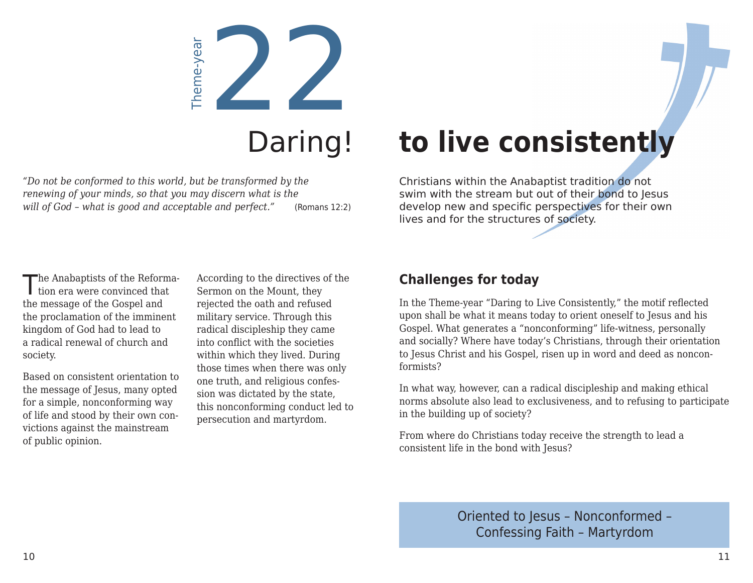# Theme-year 22

# Daring! to live consistently

*"Do not be conformed to this world, but be transformed by the renewing of your minds, so that you may discern what is the will of God – what is good and acceptable and perfect."* (Romans 12:2)

Christians within the Anabaptist tradition do not swim with the stream but out of their bond to Jesus develop new and specific perspectives for their own lives and for the structures of society.

The Anabaptists of the Reformation era were convinced that the message of the Gospel and the proclamation of the imminent kingdom of God had to lead to a radical renewal of church and society.

Based on consistent orientation to the message of Jesus, many opted for a simple, nonconforming way of life and stood by their own convictions against the mainstream of public opinion.

According to the directives of the Sermon on the Mount, they rejected the oath and refused military service. Through this radical discipleship they came into conflict with the societies within which they lived. During those times when there was only one truth, and religious confession was dictated by the state, this nonconforming conduct led to persecution and martyrdom.

## Challenges for today

In the Theme-year "Daring to Live Consistently," the motif reflected upon shall be what it means today to orient oneself to Jesus and his Gospel. What generates a "nonconforming" life-witness, personally and socially? Where have today's Christians, through their orientation to Jesus Christ and his Gospel, risen up in word and deed as nonconformists?

In what way, however, can a radical discipleship and making ethical norms absolute also lead to exclusiveness, and to refusing to participate in the building up of society?

From where do Christians today receive the strength to lead a consistent life in the bond with Jesus?

Oriented to Jesus – Nonconformed – Confessing Faith – Martyrdom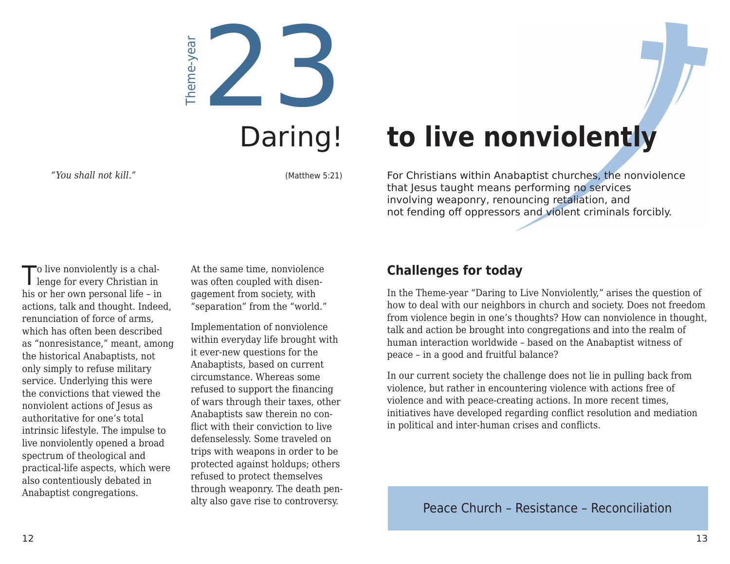# Theme-year 23 Daring! to live nonviolently

*"You shall not kill."* (Matthew 5:21)

For Christians within Anabaptist churches, the nonviolence that Jesus taught means performing no services involving weaponry, renouncing retaliation, and not fending off oppressors and violent criminals forcibly.

To live nonviolently is a challenge for every Christian in his or her own personal life – in actions, talk and thought. Indeed, renunciation of force of arms, which has often been described as "nonresistance," meant, among the historical Anabaptists, not only simply to refuse military service. Underlying this were the convictions that viewed the nonviolent actions of Jesus as authoritative for one's total intrinsic lifestyle. The impulse to live nonviolently opened a broad spectrum of theological and practical-life aspects, which were also contentiously debated in Anabaptist congregations.

At the same time, nonviolence was often coupled with disengagement from society, with "separation" from the "world."

Implementation of nonviolence within everyday life brought with it ever-new questions for the Anabaptists, based on current circumstance. Whereas some refused to support the financing of wars through their taxes, other Anabaptists saw therein no conflict with their conviction to live defenselessly. Some traveled on trips with weapons in order to be protected against holdups; others refused to protect themselves through weaponry. The death penalty also gave rise to controversy.

## Challenges for today

In the Theme-year "Daring to Live Nonviolently," arises the question of how to deal with our neighbors in church and society. Does not freedom from violence begin in one's thoughts? How can nonviolence in thought, talk and action be brought into congregations and into the realm of human interaction worldwide – based on the Anabaptist witness of peace – in a good and fruitful balance?

In our current society the challenge does not lie in pulling back from violence, but rather in encountering violence with actions free of violence and with peace-creating actions. In more recent times, initiatives have developed regarding conflict resolution and mediation in political and inter-human crises and conflicts.

Peace Church – Resistance – Reconciliation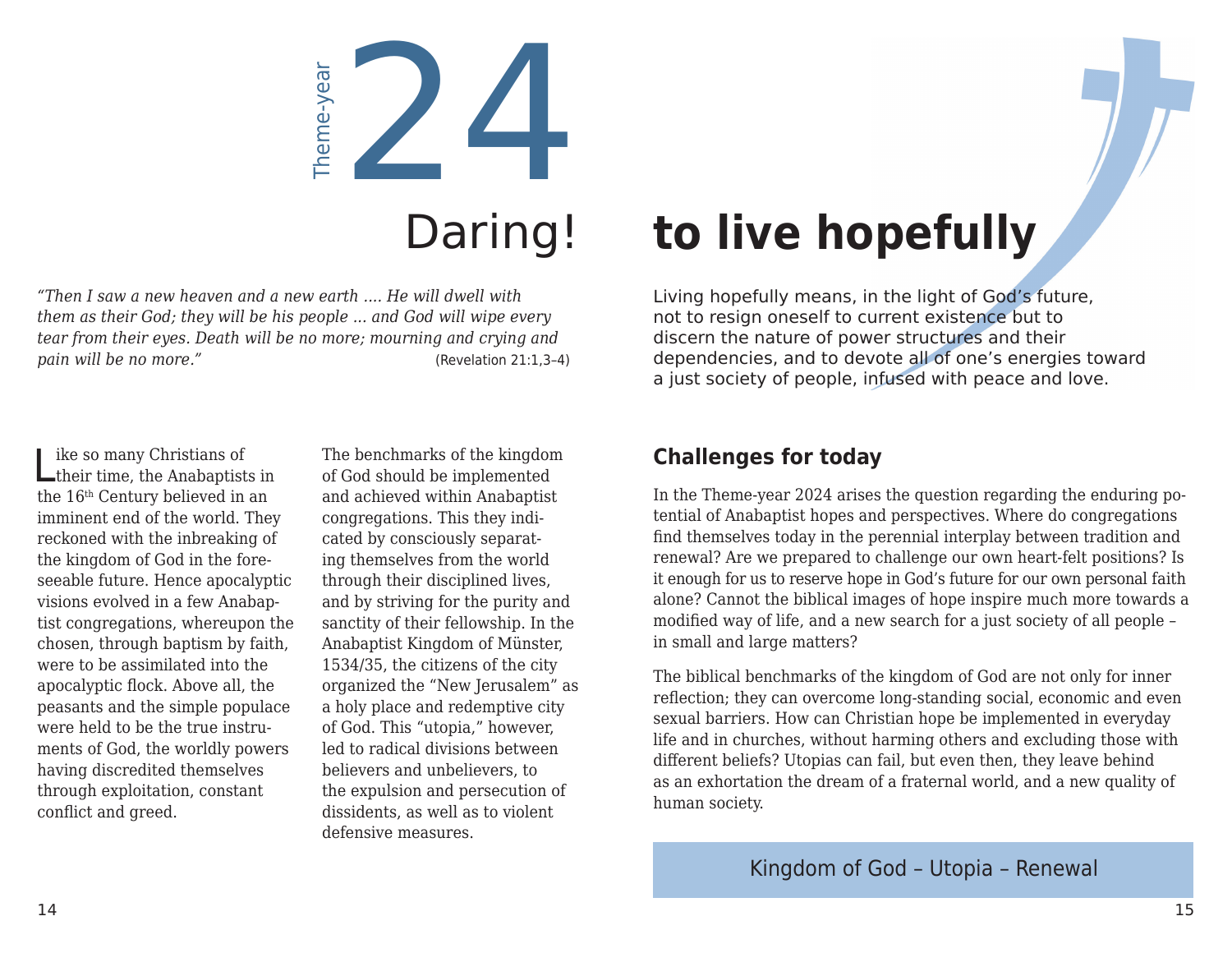# Theme-year 24

# Daring! to live hopefully

*"Then I saw a new heaven and a new earth .... He will dwell with them as their God; they will be his people ... and God will wipe every tear from their eyes. Death will be no more; mourning and crying and pain will be no more."* (Revelation 21:1,3–4)

Living hopefully means, in the light of God's future, not to resign oneself to current existence but to discern the nature of power structures and their dependencies, and to devote all of one's energies toward a just society of people, infused with peace and love.

Like so many Christians of their time, the Anabaptists in the 16th Century believed in an imminent end of the world. They reckoned with the inbreaking of the kingdom of God in the foreseeable future. Hence apocalyptic visions evolved in a few Anabaptist congregations, whereupon the chosen, through baptism by faith, were to be assimilated into the apocalyptic flock. Above all, the peasants and the simple populace were held to be the true instruments of God, the worldly powers having discredited themselves through exploitation, constant conflict and greed.

The benchmarks of the kingdom of God should be implemented and achieved within Anabaptist congregations. This they indicated by consciously separating themselves from the world through their disciplined lives, and by striving for the purity and sanctity of their fellowship. In the Anabaptist Kingdom of Münster, 1534/35, the citizens of the city organized the "New Jerusalem" as a holy place and redemptive city of God. This "utopia," however, led to radical divisions between believers and unbelievers, to the expulsion and persecution of dissidents, as well as to violent defensive measures.

## Challenges for today

In the Theme-year 2024 arises the question regarding the enduring potential of Anabaptist hopes and perspectives. Where do congregations find themselves today in the perennial interplay between tradition and renewal? Are we prepared to challenge our own heart-felt positions? Is it enough for us to reserve hope in God's future for our own personal faith alone? Cannot the biblical images of hope inspire much more towards a modified way of life, and a new search for a just society of all people – in small and large matters?

The biblical benchmarks of the kingdom of God are not only for inner reflection; they can overcome long-standing social, economic and even sexual barriers. How can Christian hope be implemented in everyday life and in churches, without harming others and excluding those with different beliefs? Utopias can fail, but even then, they leave behind as an exhortation the dream of a fraternal world, and a new quality of human society.

Kingdom of God – Utopia – Renewal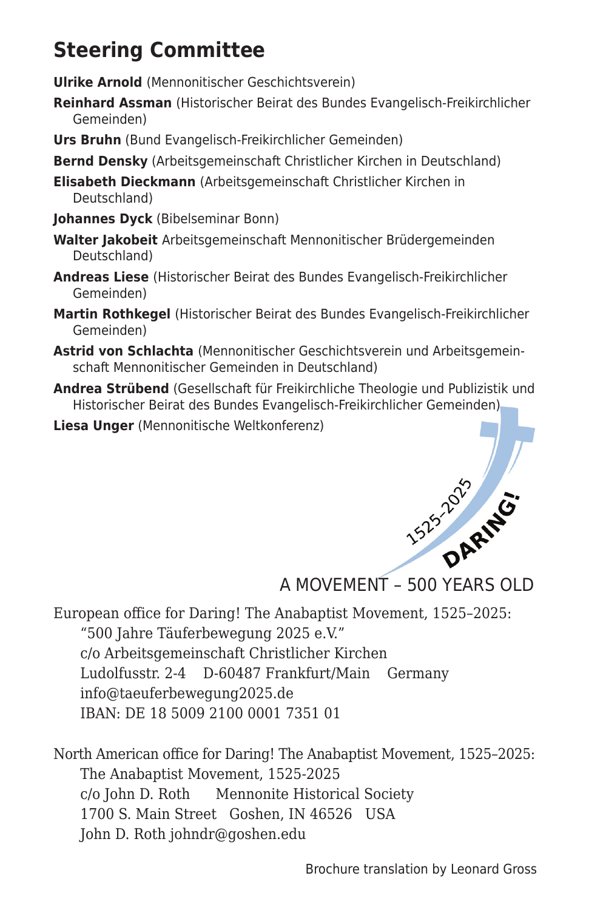## Steering Committee

**Ulrike Arnold** (Mennonitischer Geschichtsverein)

**Reinhard Assman** (Historischer Beirat des Bundes Evangelisch-Freikirchlicher Gemeinden)

**Urs Bruhn** (Bund Evangelisch-Freikirchlicher Gemeinden)

**Bernd Densky** (Arbeitsgemeinschaft Christlicher Kirchen in Deutschland)

**Elisabeth Dieckmann** (Arbeitsgemeinschaft Christlicher Kirchen in Deutschland)

**Johannes Dyck** (Bibelseminar Bonn)

**Walter Jakobeit** Arbeitsgemeinschaft Mennonitischer Brüdergemeinden Deutschland)

**Andreas Liese** (Historischer Beirat des Bundes Evangelisch-Freikirchlicher Gemeinden)

**Martin Rothkegel** (Historischer Beirat des Bundes Evangelisch-Freikirchlicher Gemeinden)

**Astrid von Schlachta** (Mennonitischer Geschichtsverein und Arbeitsgemeinschaft Mennonitischer Gemeinden in Deutschland)

**Andrea Strübend** (Gesellschaft für Freikirchliche Theologie und Publizistik und Historischer Beirat des Bundes Evangelisch-Freikirchlicher Gemeinden)

**Liesa Unger** (Mennonitische Weltkonferenz)

1525–2025
DARING!
A MOVEMENT – 500 YEARS OLD

European office for Daring! The Anabaptist Movement, 1525–2025:
"500 Jahre Täuferbewegung 2025 e.V."
c/o Arbeitsgemeinschaft Christlicher Kirchen
Ludolfusstr. 2-4 D-60487 Frankfurt/Main Germany
info@taeuferbewegung2025.de
IBAN: DE 18 5009 2100 0001 7351 01

North American office for Daring! The Anabaptist Movement, 1525–2025:
The Anabaptist Movement, 1525-2025
c/o John D. Roth Mennonite Historical Society
1700 S. Main Street Goshen, IN 46526 USA
John D. Roth johndr@goshen.edu

Brochure translation by Leonard Gross